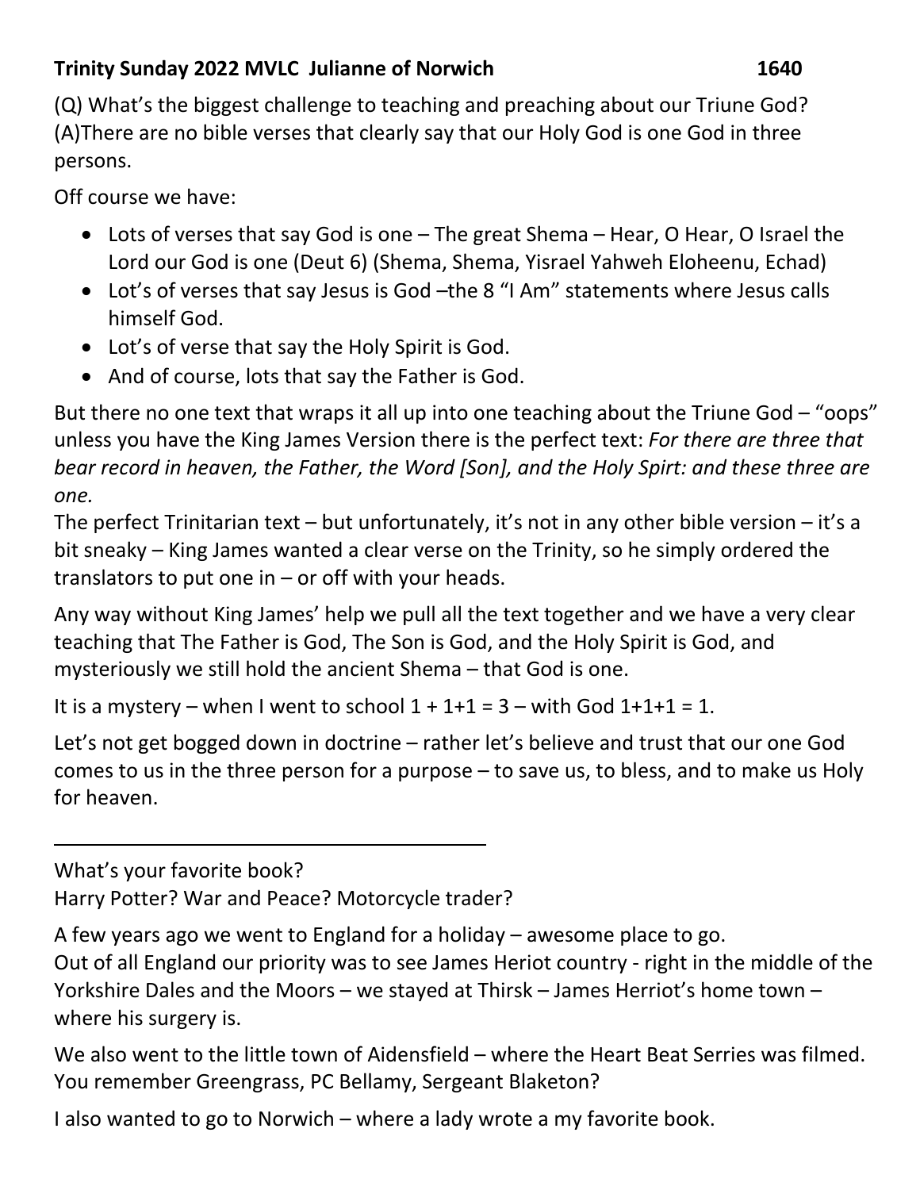**Trinity Sunday 2022 MVLC Julianne of Norwich 1640**

(Q) What's the biggest challenge to teaching and preaching about our Triune God?
(A)There are no bible verses that clearly say that our Holy God is one God in three persons.

Off course we have:

- Lots of verses that say God is one – The great Shema – Hear, O Hear, O Israel the Lord our God is one (Deut 6) (Shema, Shema, Yisrael Yahweh Eloheenu, Echad)
- Lot's of verses that say Jesus is God –the 8 "I Am" statements where Jesus calls himself God.
- Lot's of verse that say the Holy Spirit is God.
- And of course, lots that say the Father is God.

But there no one text that wraps it all up into one teaching about the Triune God – "oops" unless you have the King James Version there is the perfect text: *For there are three that bear record in heaven, the Father, the Word [Son], and the Holy Spirt: and these three are one.*
The perfect Trinitarian text – but unfortunately, it's not in any other bible version – it's a bit sneaky – King James wanted a clear verse on the Trinity, so he simply ordered the translators to put one in – or off with your heads.

Any way without King James' help we pull all the text together and we have a very clear teaching that The Father is God, The Son is God, and the Holy Spirit is God, and mysteriously we still hold the ancient Shema – that God is one.

It is a mystery – when I went to school 1 + 1+1 = 3 – with God 1+1+1 = 1.

Let's not get bogged down in doctrine – rather let's believe and trust that our one God comes to us in the three person for a purpose – to save us, to bless, and to make us Holy for heaven.

---

What's your favorite book?
Harry Potter? War and Peace? Motorcycle trader?

A few years ago we went to England for a holiday – awesome place to go.
Out of all England our priority was to see James Heriot country - right in the middle of the Yorkshire Dales and the Moors – we stayed at Thirsk – James Herriot's home town – where his surgery is.

We also went to the little town of Aidensfield – where the Heart Beat Serries was filmed. You remember Greengrass, PC Bellamy, Sergeant Blaketon?

I also wanted to go to Norwich – where a lady wrote a my favorite book.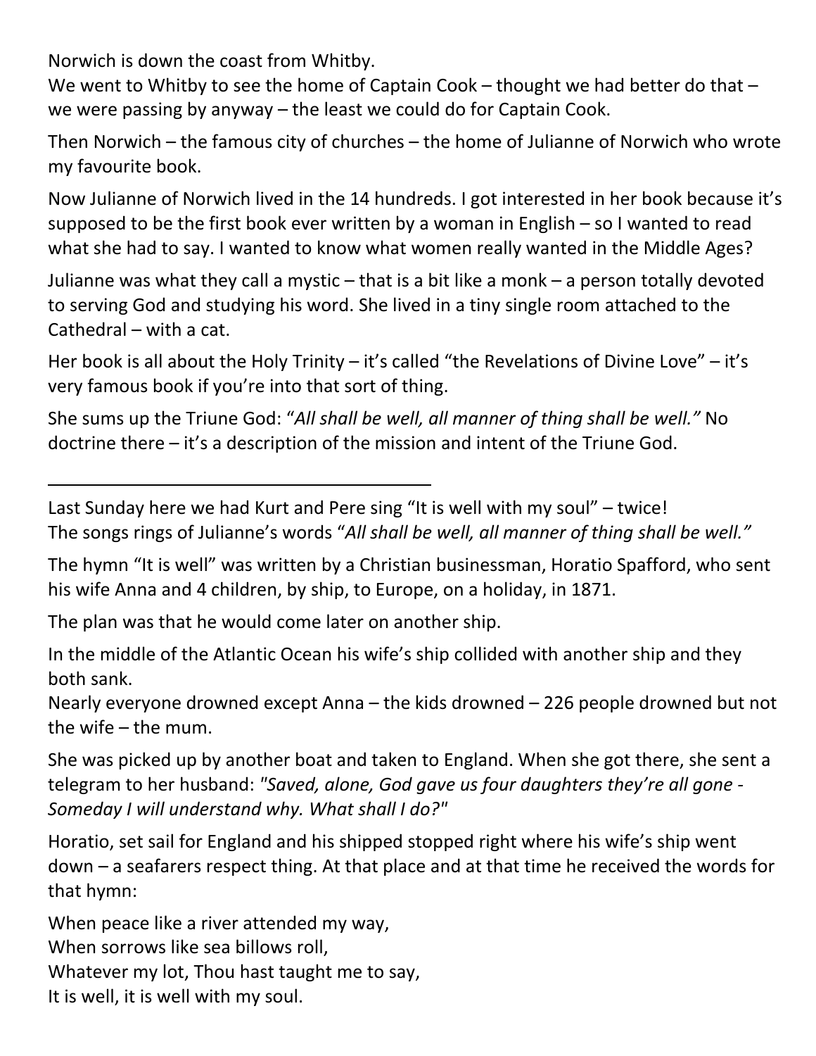Norwich is down the coast from Whitby.
We went to Whitby to see the home of Captain Cook – thought we had better do that – we were passing by anyway – the least we could do for Captain Cook.

Then Norwich – the famous city of churches – the home of Julianne of Norwich who wrote my favourite book.

Now Julianne of Norwich lived in the 14 hundreds. I got interested in her book because it's supposed to be the first book ever written by a woman in English – so I wanted to read what she had to say. I wanted to know what women really wanted in the Middle Ages?

Julianne was what they call a mystic – that is a bit like a monk – a person totally devoted to serving God and studying his word. She lived in a tiny single room attached to the Cathedral – with a cat.

Her book is all about the Holy Trinity – it's called "the Revelations of Divine Love" – it's very famous book if you're into that sort of thing.

She sums up the Triune God: "*All shall be well, all manner of thing shall be well.*" No doctrine there – it's a description of the mission and intent of the Triune God.

---

Last Sunday here we had Kurt and Pere sing "It is well with my soul" – twice!
The songs rings of Julianne's words "*All shall be well, all manner of thing shall be well.*"

The hymn "It is well" was written by a Christian businessman, Horatio Spafford, who sent his wife Anna and 4 children, by ship, to Europe, on a holiday, in 1871.

The plan was that he would come later on another ship.

In the middle of the Atlantic Ocean his wife's ship collided with another ship and they both sank.
Nearly everyone drowned except Anna – the kids drowned – 226 people drowned but not the wife – the mum.

She was picked up by another boat and taken to England. When she got there, she sent a telegram to her husband: *"Saved, alone, God gave us four daughters they're all gone - Someday I will understand why. What shall I do?"*

Horatio, set sail for England and his shipped stopped right where his wife's ship went down – a seafarers respect thing. At that place and at that time he received the words for that hymn:

When peace like a river attended my way,
When sorrows like sea billows roll,
Whatever my lot, Thou hast taught me to say,
It is well, it is well with my soul.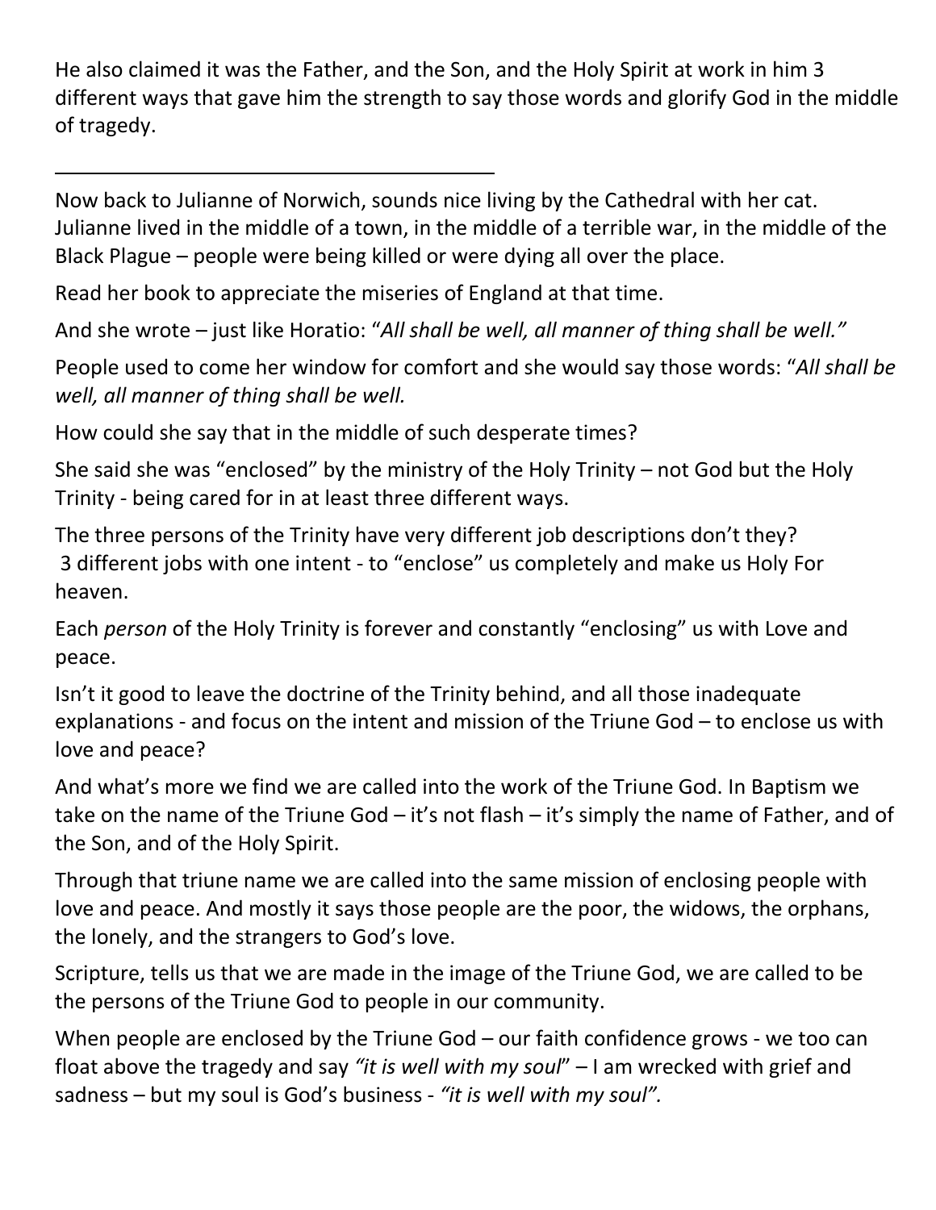He also claimed it was the Father, and the Son, and the Holy Spirit at work in him 3 different ways that gave him the strength to say those words and glorify God in the middle of tragedy.

---

Now back to Julianne of Norwich, sounds nice living by the Cathedral with her cat. Julianne lived in the middle of a town, in the middle of a terrible war, in the middle of the Black Plague – people were being killed or were dying all over the place.

Read her book to appreciate the miseries of England at that time.

And she wrote – just like Horatio: "*All shall be well, all manner of thing shall be well.*"

People used to come her window for comfort and she would say those words: "*All shall be well, all manner of thing shall be well.*

How could she say that in the middle of such desperate times?

She said she was "enclosed" by the ministry of the Holy Trinity – not God but the Holy Trinity - being cared for in at least three different ways.

The three persons of the Trinity have very different job descriptions don't they? 3 different jobs with one intent - to "enclose" us completely and make us Holy For heaven.

Each *person* of the Holy Trinity is forever and constantly "enclosing" us with Love and peace.

Isn't it good to leave the doctrine of the Trinity behind, and all those inadequate explanations - and focus on the intent and mission of the Triune God – to enclose us with love and peace?

And what's more we find we are called into the work of the Triune God. In Baptism we take on the name of the Triune God – it's not flash – it's simply the name of Father, and of the Son, and of the Holy Spirit.

Through that triune name we are called into the same mission of enclosing people with love and peace. And mostly it says those people are the poor, the widows, the orphans, the lonely, and the strangers to God's love.

Scripture, tells us that we are made in the image of the Triune God, we are called to be the persons of the Triune God to people in our community.

When people are enclosed by the Triune God – our faith confidence grows - we too can float above the tragedy and say *"it is well with my soul*" – I am wrecked with grief and sadness – but my soul is God's business - *"it is well with my soul"*.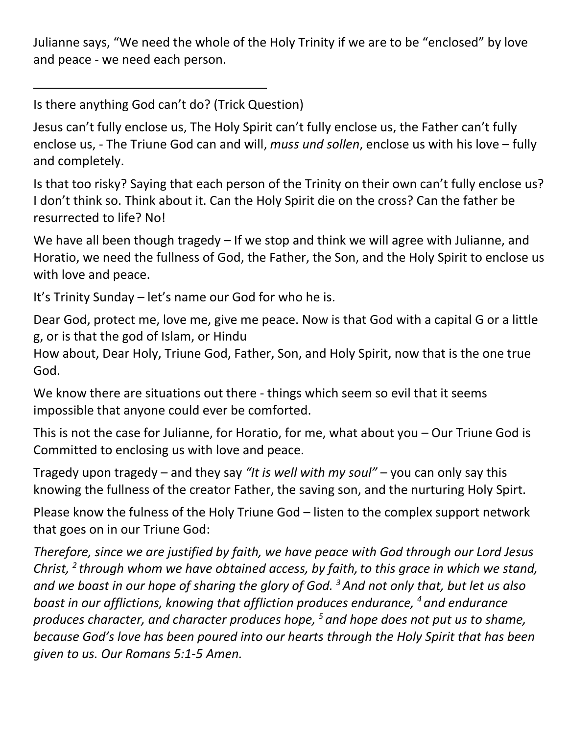Julianne says, "We need the whole of the Holy Trinity if we are to be "enclosed" by love and peace - we need each person.

---

Is there anything God can't do? (Trick Question)

Jesus can't fully enclose us, The Holy Spirit can't fully enclose us, the Father can't fully enclose us, - The Triune God can and will, *muss und sollen*, enclose us with his love – fully and completely.

Is that too risky? Saying that each person of the Trinity on their own can't fully enclose us? I don't think so. Think about it. Can the Holy Spirit die on the cross? Can the father be resurrected to life? No!

We have all been though tragedy – If we stop and think we will agree with Julianne, and Horatio, we need the fullness of God, the Father, the Son, and the Holy Spirit to enclose us with love and peace.

It's Trinity Sunday – let's name our God for who he is.

Dear God, protect me, love me, give me peace. Now is that God with a capital G or a little g, or is that the god of Islam, or Hindu
How about, Dear Holy, Triune God, Father, Son, and Holy Spirit, now that is the one true God.

We know there are situations out there - things which seem so evil that it seems impossible that anyone could ever be comforted.

This is not the case for Julianne, for Horatio, for me, what about you – Our Triune God is Committed to enclosing us with love and peace.

Tragedy upon tragedy – and they say *"It is well with my soul"* – you can only say this knowing the fullness of the creator Father, the saving son, and the nurturing Holy Spirt.

Please know the fulness of the Holy Triune God – listen to the complex support network that goes on in our Triune God:

*Therefore, since we are justified by faith, we have peace with God through our Lord Jesus Christ, [2] through whom we have obtained access, by faith, to this grace in which we stand, and we boast in our hope of sharing the glory of God. [3] And not only that, but let us also boast in our afflictions, knowing that affliction produces endurance, [4] and endurance produces character, and character produces hope, [5] and hope does not put us to shame, because God's love has been poured into our hearts through the Holy Spirit that has been given to us. Our Romans 5:1-5 Amen.*